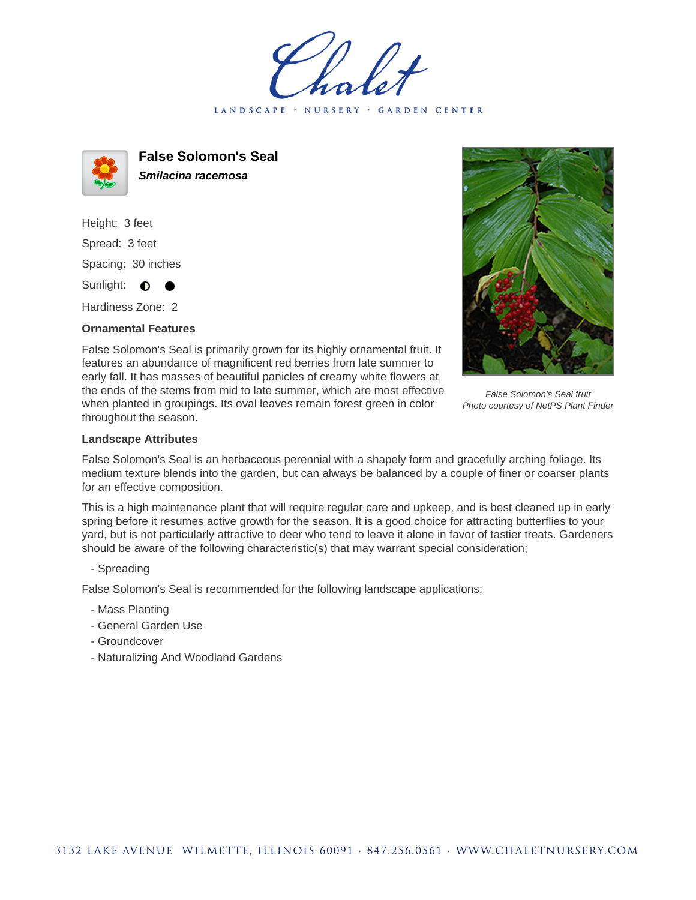# Chalet

LANDSCAPE · NURSERY · GARDEN CENTER

## False Solomon's Seal

***Smilacina racemosa***

Height: 3 feet

Spread: 3 feet

Spacing: 30 inches

Sunlight: ◐ ●

Hardiness Zone: 2

### Ornamental Features

False Solomon's Seal is primarily grown for its highly ornamental fruit. It features an abundance of magnificent red berries from late summer to early fall. It has masses of beautiful panicles of creamy white flowers at the ends of the stems from mid to late summer, which are most effective when planted in groupings. Its oval leaves remain forest green in color throughout the season.

*False Solomon's Seal fruit*
*Photo courtesy of NetPS Plant Finder*

### Landscape Attributes

False Solomon's Seal is an herbaceous perennial with a shapely form and gracefully arching foliage. Its medium texture blends into the garden, but can always be balanced by a couple of finer or coarser plants for an effective composition.

This is a high maintenance plant that will require regular care and upkeep, and is best cleaned up in early spring before it resumes active growth for the season. It is a good choice for attracting butterflies to your yard, but is not particularly attractive to deer who tend to leave it alone in favor of tastier treats. Gardeners should be aware of the following characteristic(s) that may warrant special consideration;

- Spreading

False Solomon's Seal is recommended for the following landscape applications;

- Mass Planting
- General Garden Use
- Groundcover
- Naturalizing And Woodland Gardens

3132 LAKE AVENUE WILMETTE, ILLINOIS 60091 · 847.256.0561 · WWW.CHALETNURSERY.COM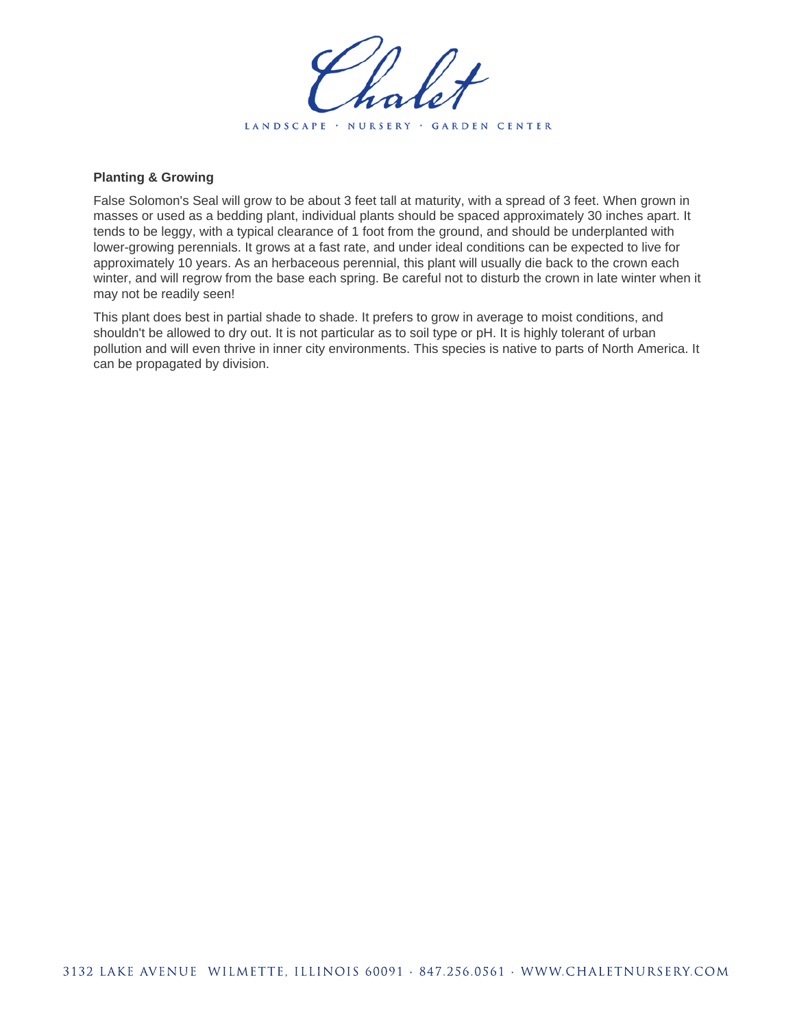**Planting & Growing**

False Solomon's Seal will grow to be about 3 feet tall at maturity, with a spread of 3 feet. When grown in masses or used as a bedding plant, individual plants should be spaced approximately 30 inches apart. It tends to be leggy, with a typical clearance of 1 foot from the ground, and should be underplanted with lower-growing perennials. It grows at a fast rate, and under ideal conditions can be expected to live for approximately 10 years. As an herbaceous perennial, this plant will usually die back to the crown each winter, and will regrow from the base each spring. Be careful not to disturb the crown in late winter when it may not be readily seen!

This plant does best in partial shade to shade. It prefers to grow in average to moist conditions, and shouldn't be allowed to dry out. It is not particular as to soil type or pH. It is highly tolerant of urban pollution and will even thrive in inner city environments. This species is native to parts of North America. It can be propagated by division.